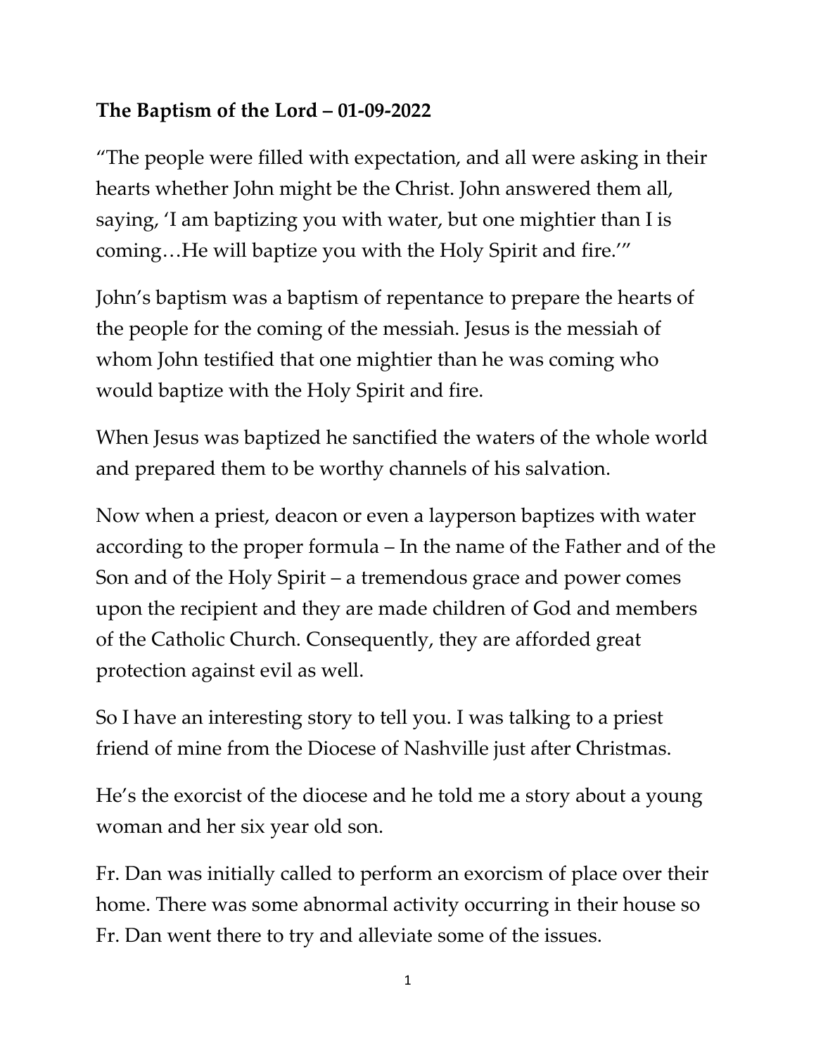**The Baptism of the Lord – 01-09-2022**

"The people were filled with expectation, and all were asking in their hearts whether John might be the Christ. John answered them all, saying, 'I am baptizing you with water, but one mightier than I is coming…He will baptize you with the Holy Spirit and fire.'"

John's baptism was a baptism of repentance to prepare the hearts of the people for the coming of the messiah. Jesus is the messiah of whom John testified that one mightier than he was coming who would baptize with the Holy Spirit and fire.

When Jesus was baptized he sanctified the waters of the whole world and prepared them to be worthy channels of his salvation.

Now when a priest, deacon or even a layperson baptizes with water according to the proper formula – In the name of the Father and of the Son and of the Holy Spirit – a tremendous grace and power comes upon the recipient and they are made children of God and members of the Catholic Church. Consequently, they are afforded great protection against evil as well.

So I have an interesting story to tell you. I was talking to a priest friend of mine from the Diocese of Nashville just after Christmas.

He's the exorcist of the diocese and he told me a story about a young woman and her six year old son.

Fr. Dan was initially called to perform an exorcism of place over their home. There was some abnormal activity occurring in their house so Fr. Dan went there to try and alleviate some of the issues.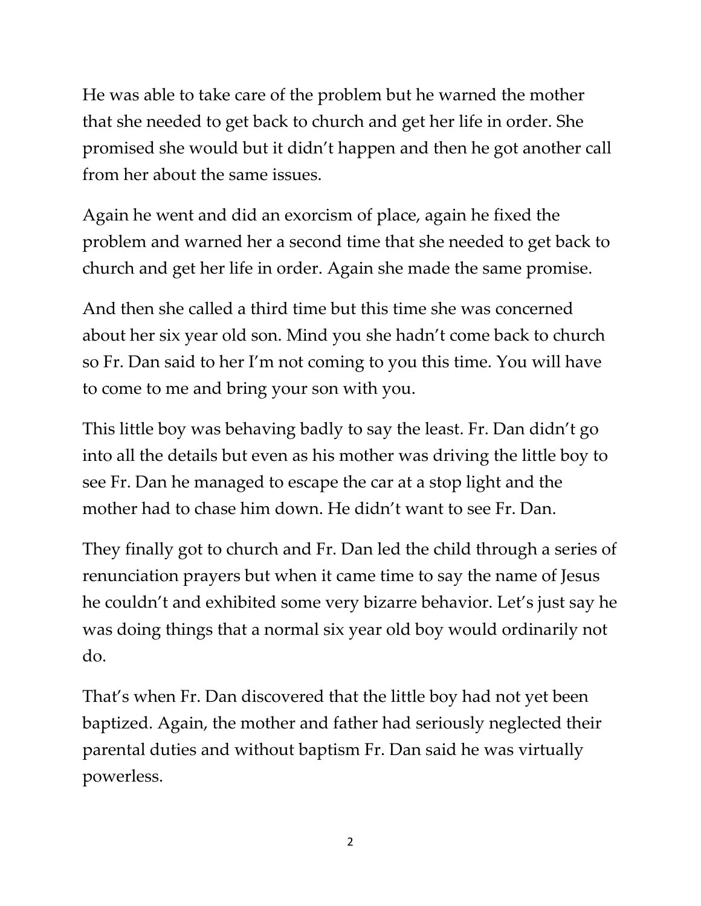He was able to take care of the problem but he warned the mother that she needed to get back to church and get her life in order. She promised she would but it didn't happen and then he got another call from her about the same issues.

Again he went and did an exorcism of place, again he fixed the problem and warned her a second time that she needed to get back to church and get her life in order. Again she made the same promise.

And then she called a third time but this time she was concerned about her six year old son. Mind you she hadn't come back to church so Fr. Dan said to her I'm not coming to you this time. You will have to come to me and bring your son with you.

This little boy was behaving badly to say the least. Fr. Dan didn't go into all the details but even as his mother was driving the little boy to see Fr. Dan he managed to escape the car at a stop light and the mother had to chase him down. He didn't want to see Fr. Dan.

They finally got to church and Fr. Dan led the child through a series of renunciation prayers but when it came time to say the name of Jesus he couldn't and exhibited some very bizarre behavior. Let's just say he was doing things that a normal six year old boy would ordinarily not do.

That's when Fr. Dan discovered that the little boy had not yet been baptized. Again, the mother and father had seriously neglected their parental duties and without baptism Fr. Dan said he was virtually powerless.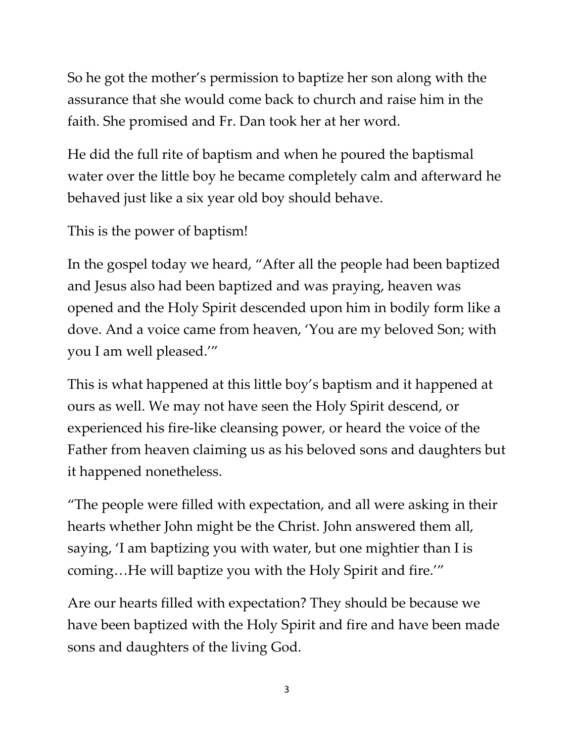So he got the mother's permission to baptize her son along with the assurance that she would come back to church and raise him in the faith. She promised and Fr. Dan took her at her word.

He did the full rite of baptism and when he poured the baptismal water over the little boy he became completely calm and afterward he behaved just like a six year old boy should behave.

This is the power of baptism!

In the gospel today we heard, "After all the people had been baptized and Jesus also had been baptized and was praying, heaven was opened and the Holy Spirit descended upon him in bodily form like a dove. And a voice came from heaven, 'You are my beloved Son; with you I am well pleased.'"

This is what happened at this little boy's baptism and it happened at ours as well. We may not have seen the Holy Spirit descend, or experienced his fire-like cleansing power, or heard the voice of the Father from heaven claiming us as his beloved sons and daughters but it happened nonetheless.

"The people were filled with expectation, and all were asking in their hearts whether John might be the Christ. John answered them all, saying, 'I am baptizing you with water, but one mightier than I is coming…He will baptize you with the Holy Spirit and fire.'"

Are our hearts filled with expectation? They should be because we have been baptized with the Holy Spirit and fire and have been made sons and daughters of the living God.